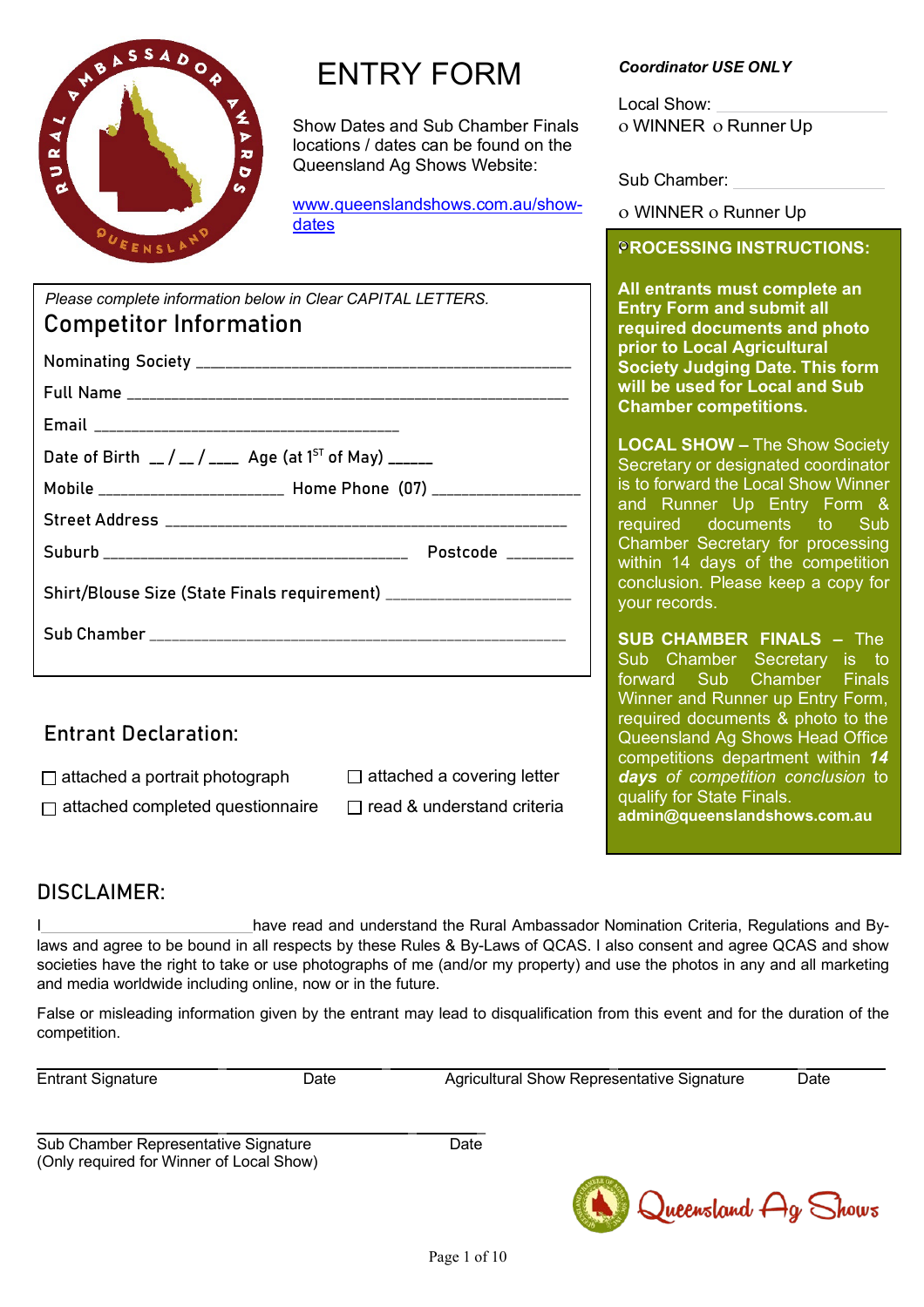# ENTRY FORM

Show Dates and Sub Chamber Finals locations / dates can be found on the Queensland Ag Shows Website:

www.queenslandshows.com.au/show-dates

***Coordinator USE ONLY***

Local Show: ____________________

ο WINNER ο Runner Up

Sub Chamber: ____________________

ο WINNER ο Runner Up

*Please complete information below in Clear CAPITAL LETTERS.*

## Competitor Information

Nominating Society ______________________________________________

Full Name ______________________________________________________

Email _____________________________________

Date of Birth __ / __ / ____ Age (at 1ST of May) ______

Mobile ______________________ Home Phone (07) _________________

Street Address __________________________________________________

Suburb ____________________________________ Postcode ________

Shirt/Blouse Size (State Finals requirement) ______________________

Sub Chamber ____________________________________________________

**PROCESSING INSTRUCTIONS:**

**All entrants must complete an Entry Form and submit all required documents and photo prior to Local Agricultural Society Judging Date. This form will be used for Local and Sub Chamber competitions.**

**LOCAL SHOW –** The Show Society Secretary or designated coordinator is to forward the Local Show Winner and Runner Up Entry Form & required documents to Sub Chamber Secretary for processing within 14 days of the competition conclusion. Please keep a copy for your records.

**SUB CHAMBER FINALS –** The Sub Chamber Secretary is to forward Sub Chamber Finals Winner and Runner up Entry Form, required documents & photo to the Queensland Ag Shows Head Office competitions department within ***14 days*** *of competition conclusion* to qualify for State Finals. **admin@queenslandshows.com.au**

## Entrant Declaration:

- ☐ attached a portrait photograph
- ☐ attached a covering letter
- ☐ attached completed questionnaire
- ☐ read & understand criteria

## DISCLAIMER:

I________________________have read and understand the Rural Ambassador Nomination Criteria, Regulations and By-laws and agree to be bound in all respects by these Rules & By-Laws of QCAS. I also consent and agree QCAS and show societies have the right to take or use photographs of me (and/or my property) and use the photos in any and all marketing and media worldwide including online, now or in the future.

False or misleading information given by the entrant may lead to disqualification from this event and for the duration of the competition.

| Entrant Signature | Date | Agricultural Show Representative Signature | Date |
|---|---|---|---|

| Sub Chamber Representative Signature (Only required for Winner of Local Show) | Date |
|---|---|

Queensland Ag Shows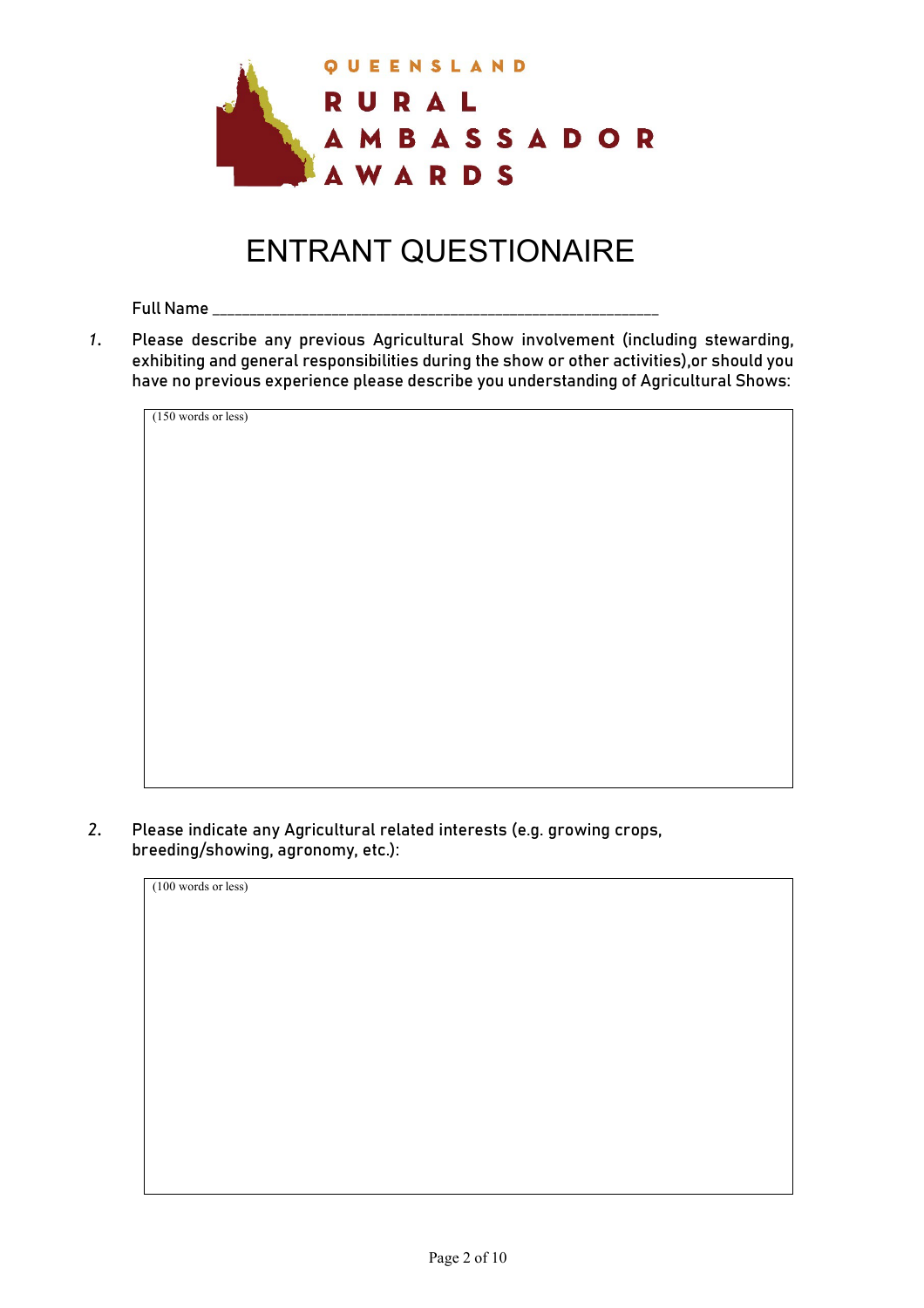QUEENSLAND

RURAL

AMBASSADOR

AWARDS

# ENTRANT QUESTIONAIRE

Full Name ____________________________________________________________

1. Please describe any previous Agricultural Show involvement (including stewarding, exhibiting and general responsibilities during the show or other activities),or should you have no previous experience please describe you understanding of Agricultural Shows:

(150 words or less)

2. Please indicate any Agricultural related interests (e.g. growing crops, breeding/showing, agronomy, etc.):

(100 words or less)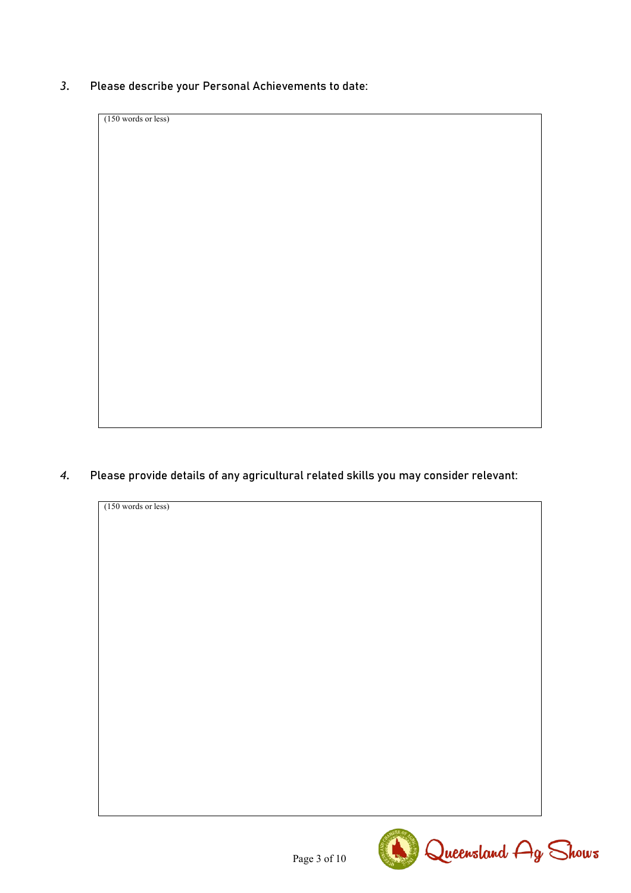3. Please describe your Personal Achievements to date:

(150 words or less)

4. Please provide details of any agricultural related skills you may consider relevant:

(150 words or less)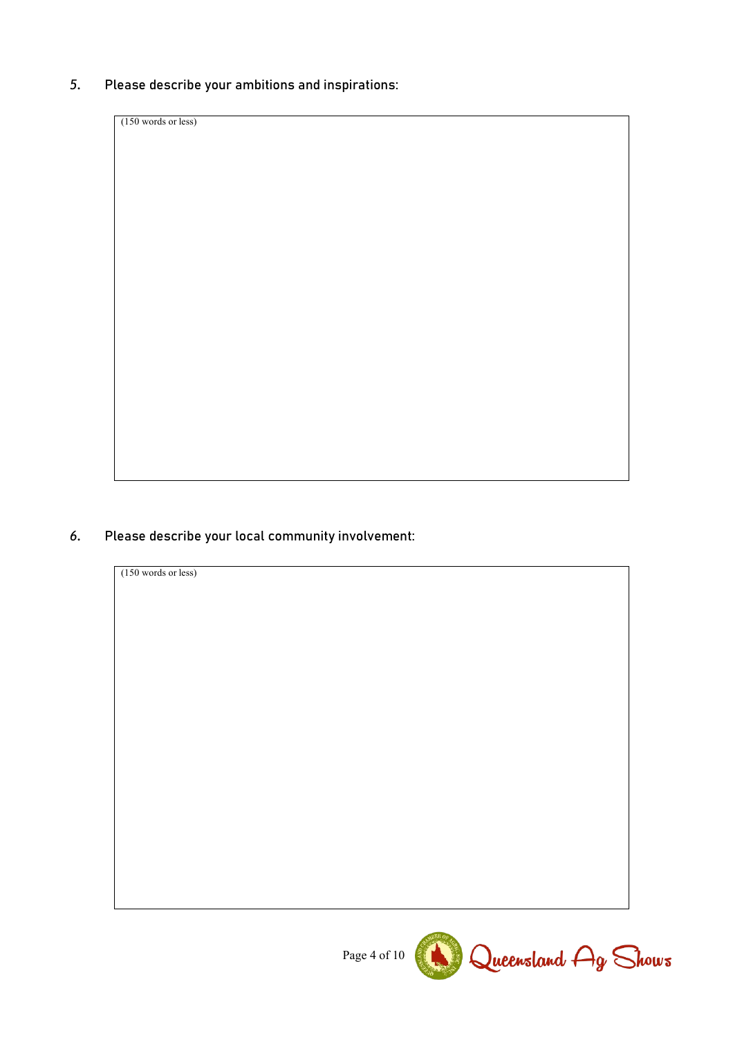5. Please describe your ambitions and inspirations:

| (150 words or less) |
|---|
| |

6. Please describe your local community involvement:

| (150 words or less) |
|---|
| |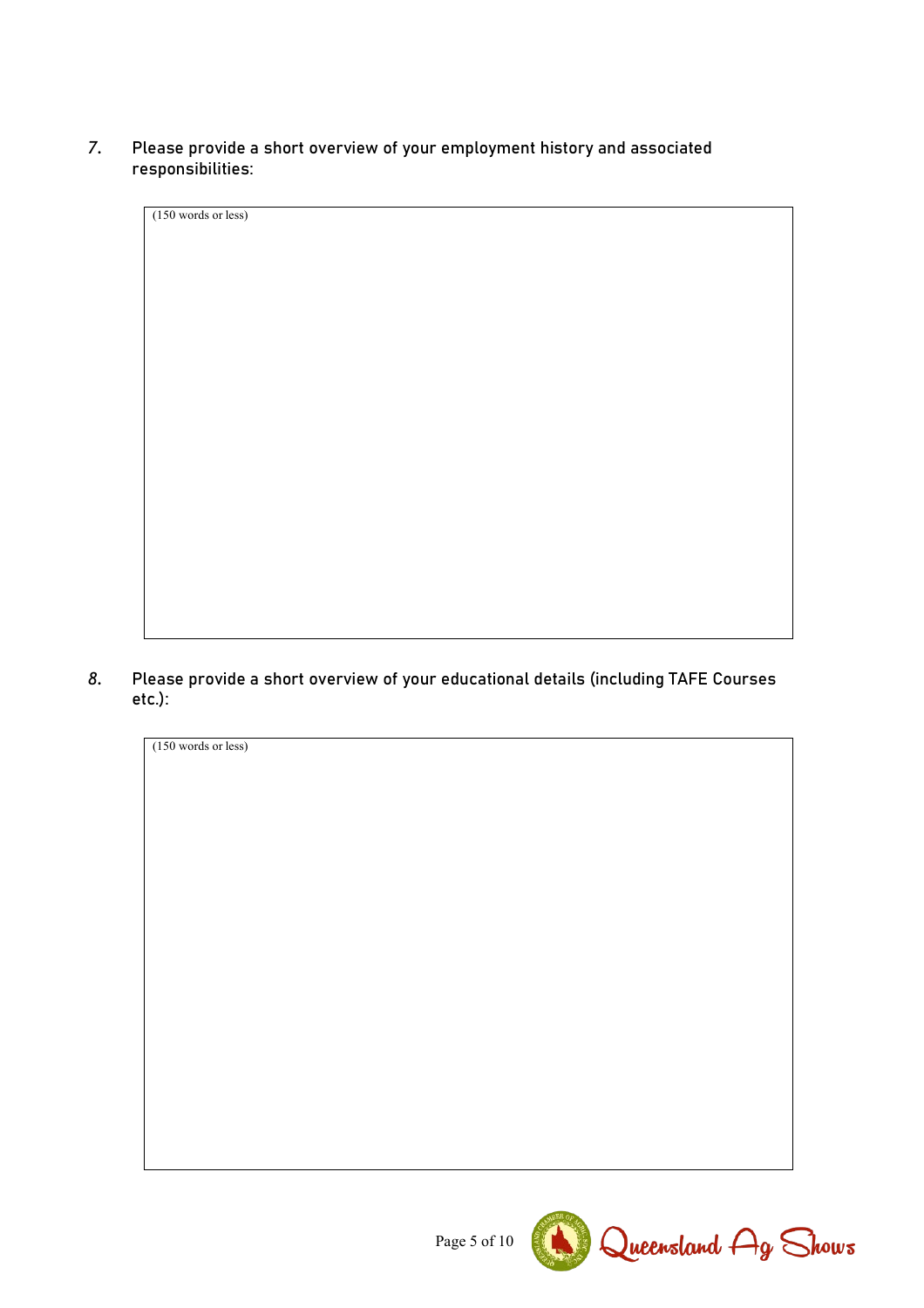7. **Please provide a short overview of your employment history and associated responsibilities:**

(150 words or less)

8. **Please provide a short overview of your educational details (including TAFE Courses etc.):**

(150 words or less)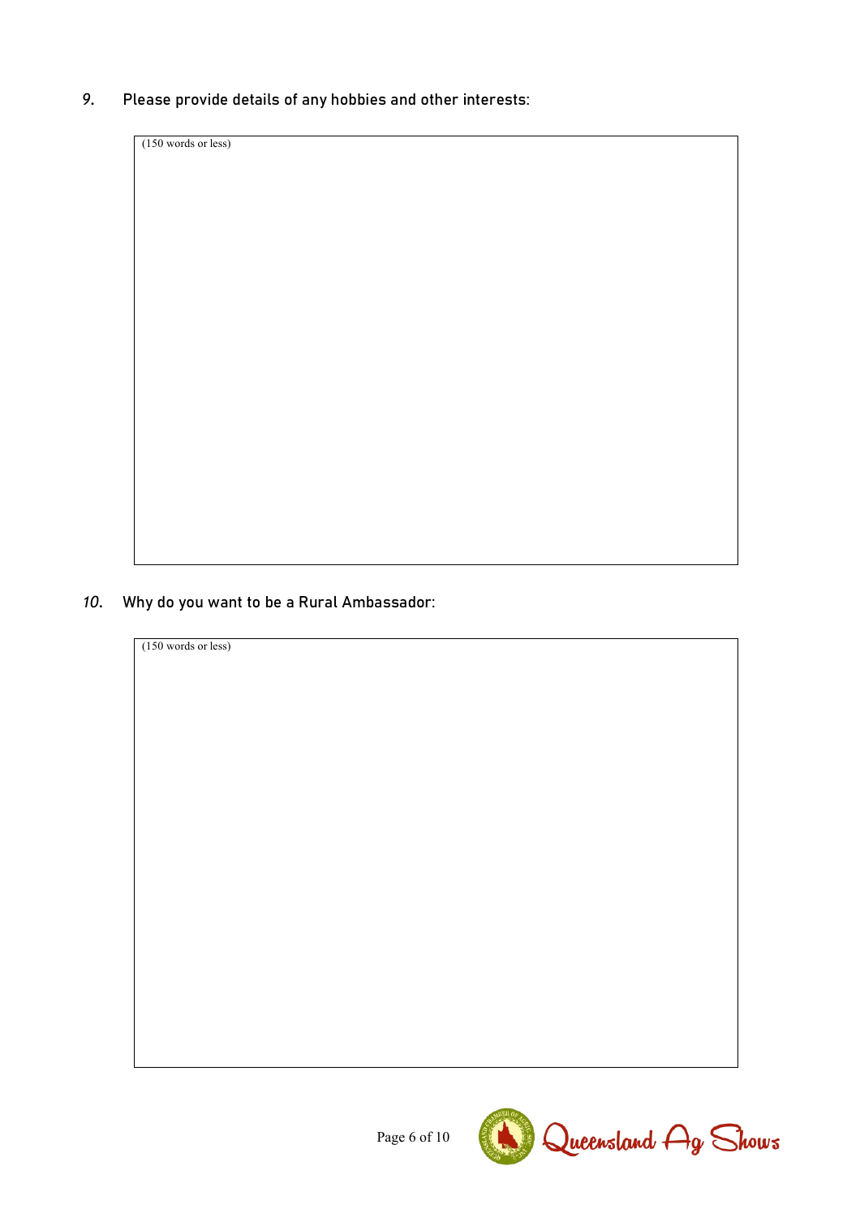9. **Please provide details of any hobbies and other interests:**

| (150 words or less) |
|---|
| |

10. **Why do you want to be a Rural Ambassador:**

| (150 words or less) |
|---|
| |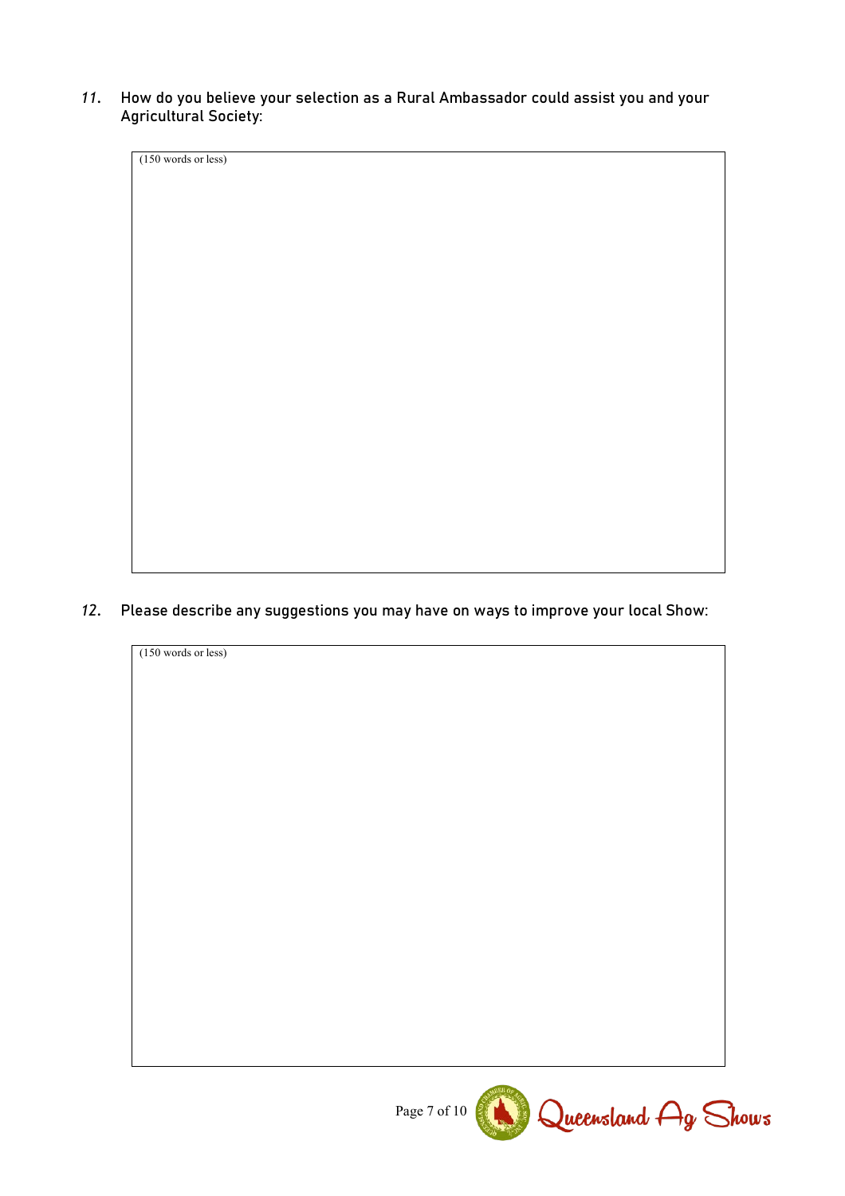11. How do you believe your selection as a Rural Ambassador could assist you and your Agricultural Society:

(150 words or less)

12. Please describe any suggestions you may have on ways to improve your local Show:

(150 words or less)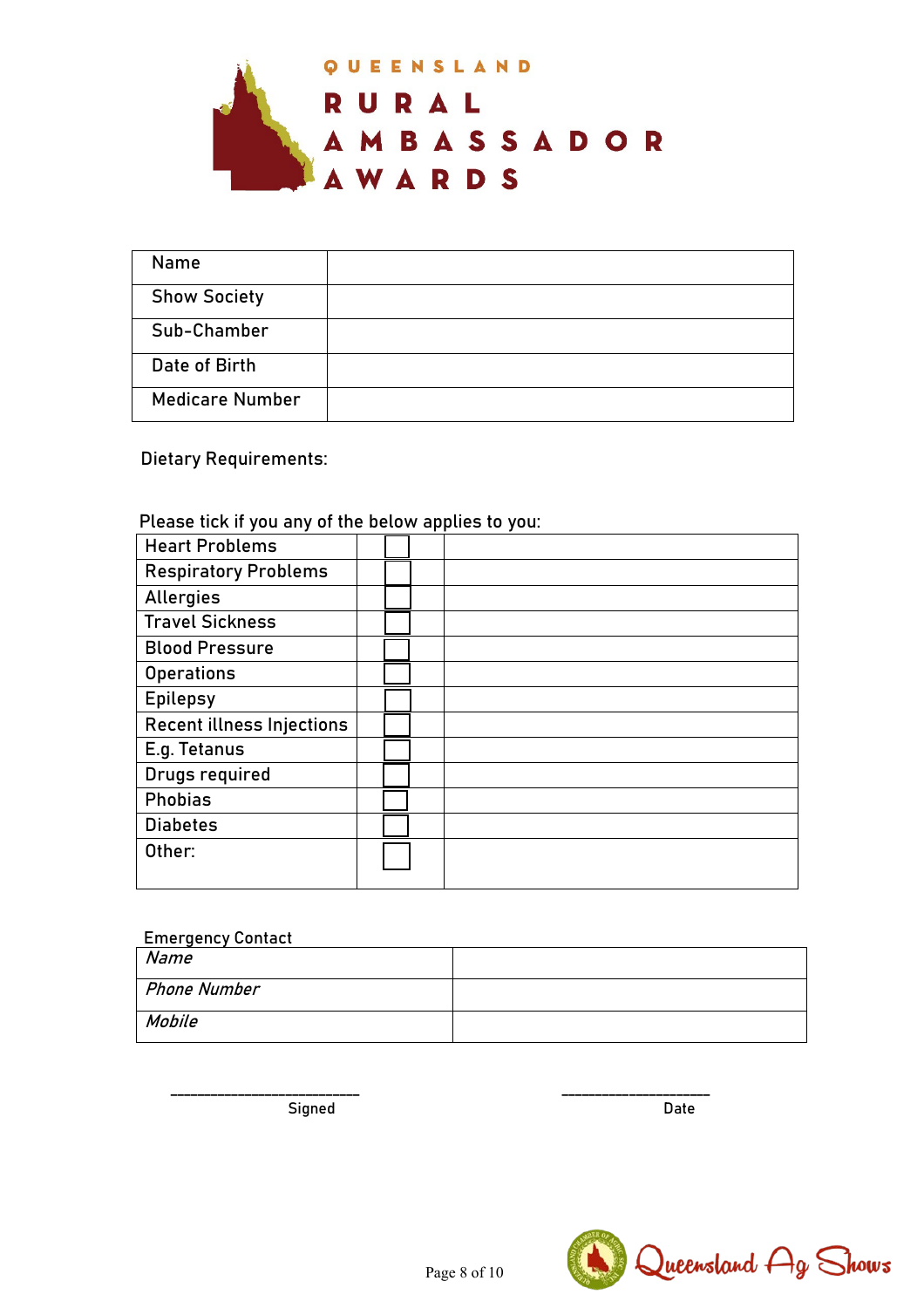# QUEENSLAND RURAL AMBASSADOR AWARDS

| Name | |
|---|---|
| Show Society | |
| Sub-Chamber | |
| Date of Birth | |
| Medicare Number | |

Dietary Requirements:

Please tick if you any of the below applies to you:

| | | |
|---|---|---|
| Heart Problems | ☐ | |
| Respiratory Problems | ☐ | |
| Allergies | ☐ | |
| Travel Sickness | ☐ | |
| Blood Pressure | ☐ | |
| Operations | ☐ | |
| Epilepsy | ☐ | |
| Recent illness Injections | ☐ | |
| E.g. Tetanus | ☐ | |
| Drugs required | ☐ | |
| Phobias | ☐ | |
| Diabetes | ☐ | |
| Other: | ☐ | |

Emergency Contact

| | |
|---|---|
| *Name* | |
| *Phone Number* | |
| *Mobile* | |

_______________________ Signed

____________________ Date

Queensland Ag Shows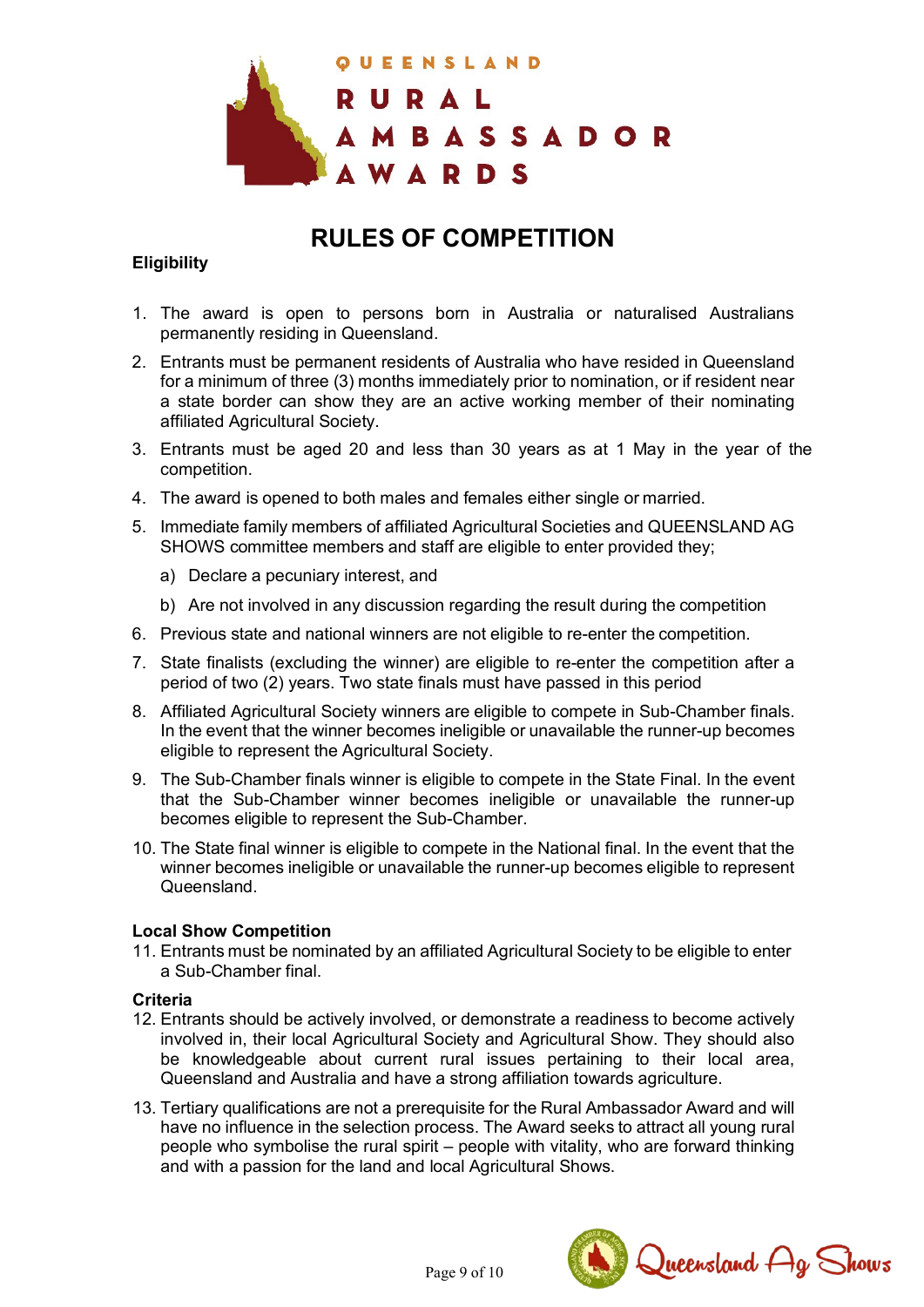QUEENSLAND RURAL AMBASSADOR AWARDS

# RULES OF COMPETITION

**Eligibility**

1. The award is open to persons born in Australia or naturalised Australians permanently residing in Queensland.
2. Entrants must be permanent residents of Australia who have resided in Queensland for a minimum of three (3) months immediately prior to nomination, or if resident near a state border can show they are an active working member of their nominating affiliated Agricultural Society.
3. Entrants must be aged 20 and less than 30 years as at 1 May in the year of the competition.
4. The award is opened to both males and females either single or married.
5. Immediate family members of affiliated Agricultural Societies and QUEENSLAND AG SHOWS committee members and staff are eligible to enter provided they;
   a) Declare a pecuniary interest, and
   b) Are not involved in any discussion regarding the result during the competition
6. Previous state and national winners are not eligible to re-enter the competition.
7. State finalists (excluding the winner) are eligible to re-enter the competition after a period of two (2) years. Two state finals must have passed in this period
8. Affiliated Agricultural Society winners are eligible to compete in Sub-Chamber finals. In the event that the winner becomes ineligible or unavailable the runner-up becomes eligible to represent the Agricultural Society.
9. The Sub-Chamber finals winner is eligible to compete in the State Final. In the event that the Sub-Chamber winner becomes ineligible or unavailable the runner-up becomes eligible to represent the Sub-Chamber.
10. The State final winner is eligible to compete in the National final. In the event that the winner becomes ineligible or unavailable the runner-up becomes eligible to represent Queensland.

**Local Show Competition**

11. Entrants must be nominated by an affiliated Agricultural Society to be eligible to enter a Sub-Chamber final.

**Criteria**

12. Entrants should be actively involved, or demonstrate a readiness to become actively involved in, their local Agricultural Society and Agricultural Show. They should also be knowledgeable about current rural issues pertaining to their local area, Queensland and Australia and have a strong affiliation towards agriculture.
13. Tertiary qualifications are not a prerequisite for the Rural Ambassador Award and will have no influence in the selection process. The Award seeks to attract all young rural people who symbolise the rural spirit – people with vitality, who are forward thinking and with a passion for the land and local Agricultural Shows.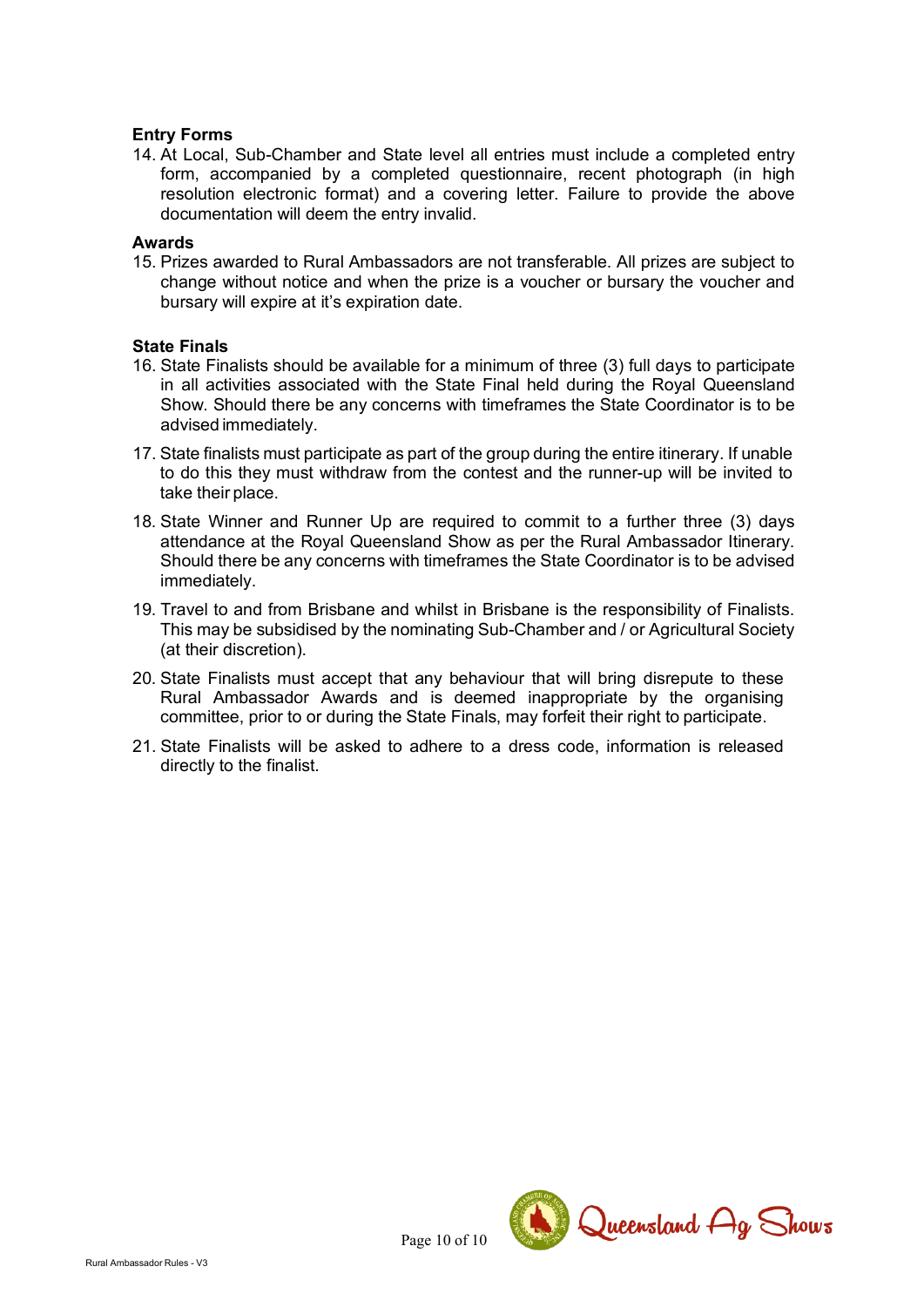**Entry Forms**

14. At Local, Sub-Chamber and State level all entries must include a completed entry form, accompanied by a completed questionnaire, recent photograph (in high resolution electronic format) and a covering letter. Failure to provide the above documentation will deem the entry invalid.

**Awards**

15. Prizes awarded to Rural Ambassadors are not transferable. All prizes are subject to change without notice and when the prize is a voucher or bursary the voucher and bursary will expire at it's expiration date.

**State Finals**

16. State Finalists should be available for a minimum of three (3) full days to participate in all activities associated with the State Final held during the Royal Queensland Show. Should there be any concerns with timeframes the State Coordinator is to be advised immediately.
17. State finalists must participate as part of the group during the entire itinerary. If unable to do this they must withdraw from the contest and the runner-up will be invited to take their place.
18. State Winner and Runner Up are required to commit to a further three (3) days attendance at the Royal Queensland Show as per the Rural Ambassador Itinerary. Should there be any concerns with timeframes the State Coordinator is to be advised immediately.
19. Travel to and from Brisbane and whilst in Brisbane is the responsibility of Finalists. This may be subsidised by the nominating Sub-Chamber and / or Agricultural Society (at their discretion).
20. State Finalists must accept that any behaviour that will bring disrepute to these Rural Ambassador Awards and is deemed inappropriate by the organising committee, prior to or during the State Finals, may forfeit their right to participate.
21. State Finalists will be asked to adhere to a dress code, information is released directly to the finalist.